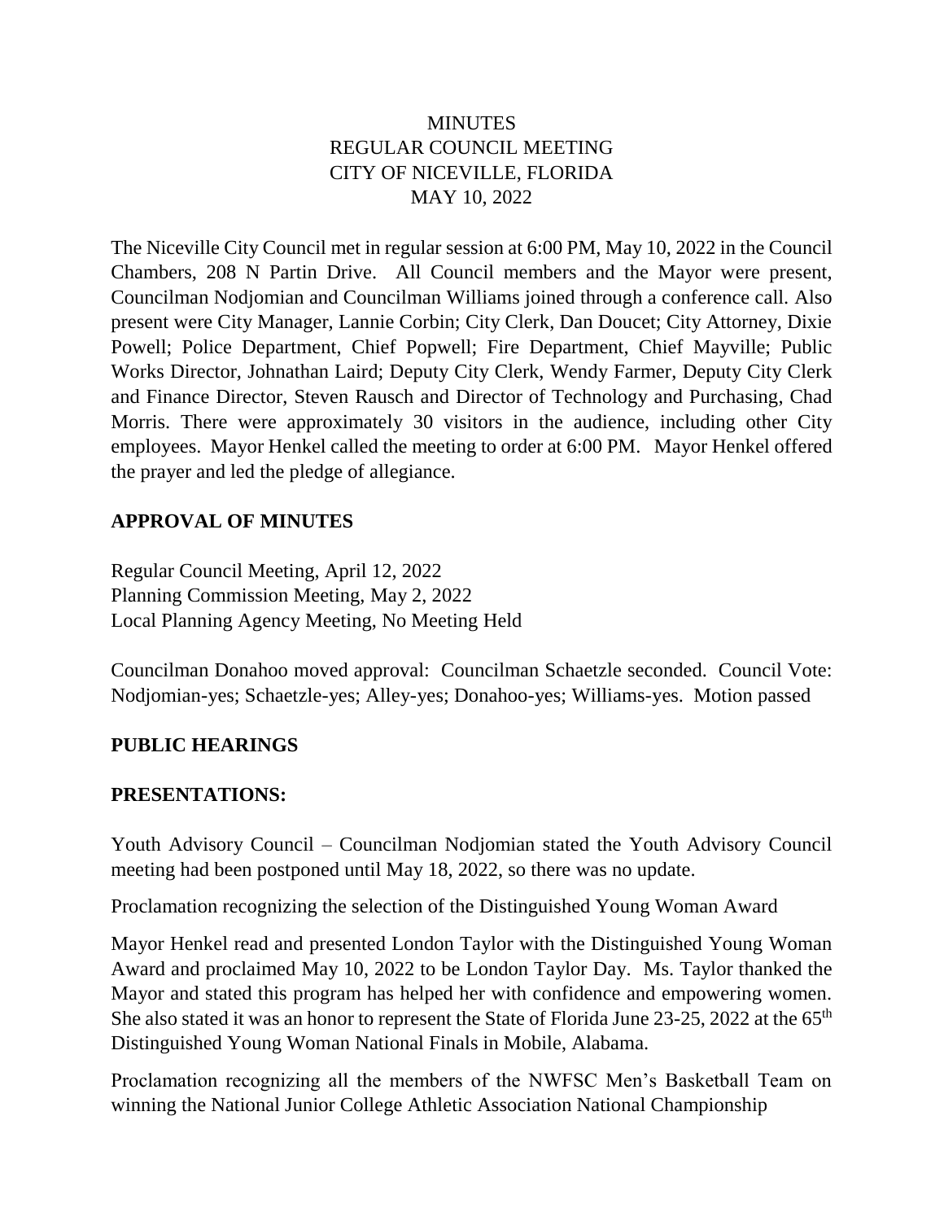MINUTES
REGULAR COUNCIL MEETING
CITY OF NICEVILLE, FLORIDA
MAY 10, 2022

The Niceville City Council met in regular session at 6:00 PM, May 10, 2022 in the Council Chambers, 208 N Partin Drive. All Council members and the Mayor were present, Councilman Nodjomian and Councilman Williams joined through a conference call. Also present were City Manager, Lannie Corbin; City Clerk, Dan Doucet; City Attorney, Dixie Powell; Police Department, Chief Popwell; Fire Department, Chief Mayville; Public Works Director, Johnathan Laird; Deputy City Clerk, Wendy Farmer, Deputy City Clerk and Finance Director, Steven Rausch and Director of Technology and Purchasing, Chad Morris. There were approximately 30 visitors in the audience, including other City employees. Mayor Henkel called the meeting to order at 6:00 PM. Mayor Henkel offered the prayer and led the pledge of allegiance.

## APPROVAL OF MINUTES

Regular Council Meeting, April 12, 2022
Planning Commission Meeting, May 2, 2022
Local Planning Agency Meeting, No Meeting Held

Councilman Donahoo moved approval: Councilman Schaetzle seconded. Council Vote: Nodjomian-yes; Schaetzle-yes; Alley-yes; Donahoo-yes; Williams-yes. Motion passed

## PUBLIC HEARINGS

## PRESENTATIONS:

Youth Advisory Council – Councilman Nodjomian stated the Youth Advisory Council meeting had been postponed until May 18, 2022, so there was no update.

Proclamation recognizing the selection of the Distinguished Young Woman Award

Mayor Henkel read and presented London Taylor with the Distinguished Young Woman Award and proclaimed May 10, 2022 to be London Taylor Day. Ms. Taylor thanked the Mayor and stated this program has helped her with confidence and empowering women. She also stated it was an honor to represent the State of Florida June 23-25, 2022 at the 65th Distinguished Young Woman National Finals in Mobile, Alabama.

Proclamation recognizing all the members of the NWFSC Men's Basketball Team on winning the National Junior College Athletic Association National Championship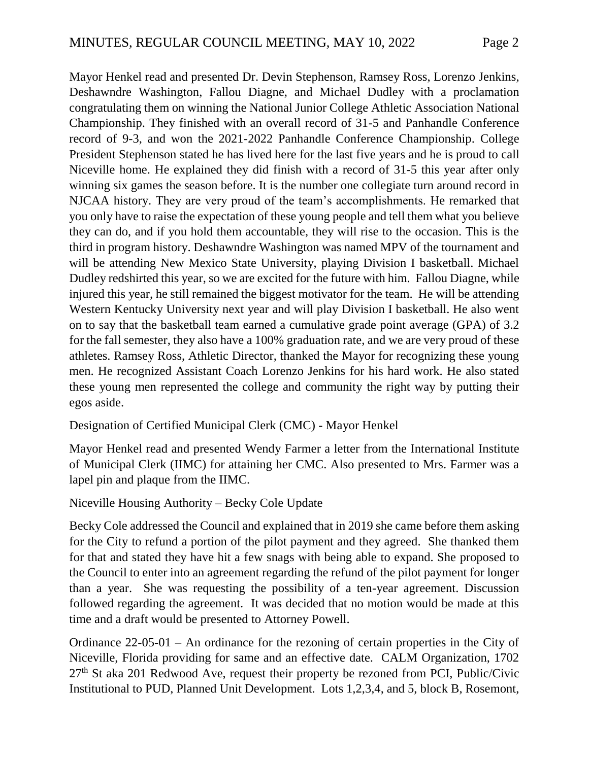Mayor Henkel read and presented Dr. Devin Stephenson, Ramsey Ross, Lorenzo Jenkins, Deshawndre Washington, Fallou Diagne, and Michael Dudley with a proclamation congratulating them on winning the National Junior College Athletic Association National Championship. They finished with an overall record of 31-5 and Panhandle Conference record of 9-3, and won the 2021-2022 Panhandle Conference Championship. College President Stephenson stated he has lived here for the last five years and he is proud to call Niceville home. He explained they did finish with a record of 31-5 this year after only winning six games the season before. It is the number one collegiate turn around record in NJCAA history. They are very proud of the team's accomplishments. He remarked that you only have to raise the expectation of these young people and tell them what you believe they can do, and if you hold them accountable, they will rise to the occasion. This is the third in program history. Deshawndre Washington was named MPV of the tournament and will be attending New Mexico State University, playing Division I basketball. Michael Dudley redshirted this year, so we are excited for the future with him. Fallou Diagne, while injured this year, he still remained the biggest motivator for the team. He will be attending Western Kentucky University next year and will play Division I basketball. He also went on to say that the basketball team earned a cumulative grade point average (GPA) of 3.2 for the fall semester, they also have a 100% graduation rate, and we are very proud of these athletes. Ramsey Ross, Athletic Director, thanked the Mayor for recognizing these young men. He recognized Assistant Coach Lorenzo Jenkins for his hard work. He also stated these young men represented the college and community the right way by putting their egos aside.

Designation of Certified Municipal Clerk (CMC) - Mayor Henkel

Mayor Henkel read and presented Wendy Farmer a letter from the International Institute of Municipal Clerk (IIMC) for attaining her CMC. Also presented to Mrs. Farmer was a lapel pin and plaque from the IIMC.

Niceville Housing Authority – Becky Cole Update

Becky Cole addressed the Council and explained that in 2019 she came before them asking for the City to refund a portion of the pilot payment and they agreed. She thanked them for that and stated they have hit a few snags with being able to expand. She proposed to the Council to enter into an agreement regarding the refund of the pilot payment for longer than a year. She was requesting the possibility of a ten-year agreement. Discussion followed regarding the agreement. It was decided that no motion would be made at this time and a draft would be presented to Attorney Powell.

Ordinance 22-05-01 – An ordinance for the rezoning of certain properties in the City of Niceville, Florida providing for same and an effective date. CALM Organization, 1702 27th St aka 201 Redwood Ave, request their property be rezoned from PCI, Public/Civic Institutional to PUD, Planned Unit Development. Lots 1,2,3,4, and 5, block B, Rosemont,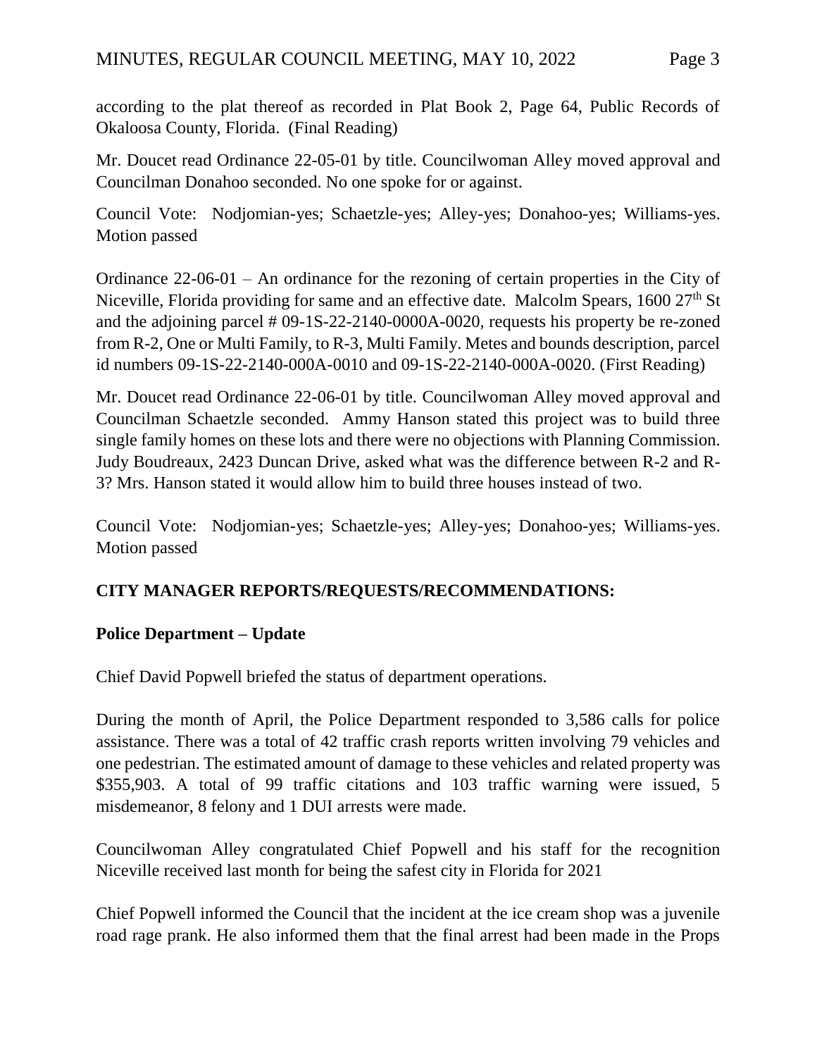according to the plat thereof as recorded in Plat Book 2, Page 64, Public Records of Okaloosa County, Florida. (Final Reading)

Mr. Doucet read Ordinance 22-05-01 by title. Councilwoman Alley moved approval and Councilman Donahoo seconded. No one spoke for or against.

Council Vote: Nodjomian-yes; Schaetzle-yes; Alley-yes; Donahoo-yes; Williams-yes. Motion passed

Ordinance 22-06-01 – An ordinance for the rezoning of certain properties in the City of Niceville, Florida providing for same and an effective date. Malcolm Spears, 1600 27th St and the adjoining parcel # 09-1S-22-2140-0000A-0020, requests his property be re-zoned from R-2, One or Multi Family, to R-3, Multi Family. Metes and bounds description, parcel id numbers 09-1S-22-2140-000A-0010 and 09-1S-22-2140-000A-0020. (First Reading)

Mr. Doucet read Ordinance 22-06-01 by title. Councilwoman Alley moved approval and Councilman Schaetzle seconded. Ammy Hanson stated this project was to build three single family homes on these lots and there were no objections with Planning Commission. Judy Boudreaux, 2423 Duncan Drive, asked what was the difference between R-2 and R-3? Mrs. Hanson stated it would allow him to build three houses instead of two.

Council Vote: Nodjomian-yes; Schaetzle-yes; Alley-yes; Donahoo-yes; Williams-yes. Motion passed

## CITY MANAGER REPORTS/REQUESTS/RECOMMENDATIONS:

### Police Department – Update

Chief David Popwell briefed the status of department operations.

During the month of April, the Police Department responded to 3,586 calls for police assistance. There was a total of 42 traffic crash reports written involving 79 vehicles and one pedestrian. The estimated amount of damage to these vehicles and related property was $355,903. A total of 99 traffic citations and 103 traffic warning were issued, 5 misdemeanor, 8 felony and 1 DUI arrests were made.

Councilwoman Alley congratulated Chief Popwell and his staff for the recognition Niceville received last month for being the safest city in Florida for 2021

Chief Popwell informed the Council that the incident at the ice cream shop was a juvenile road rage prank. He also informed them that the final arrest had been made in the Props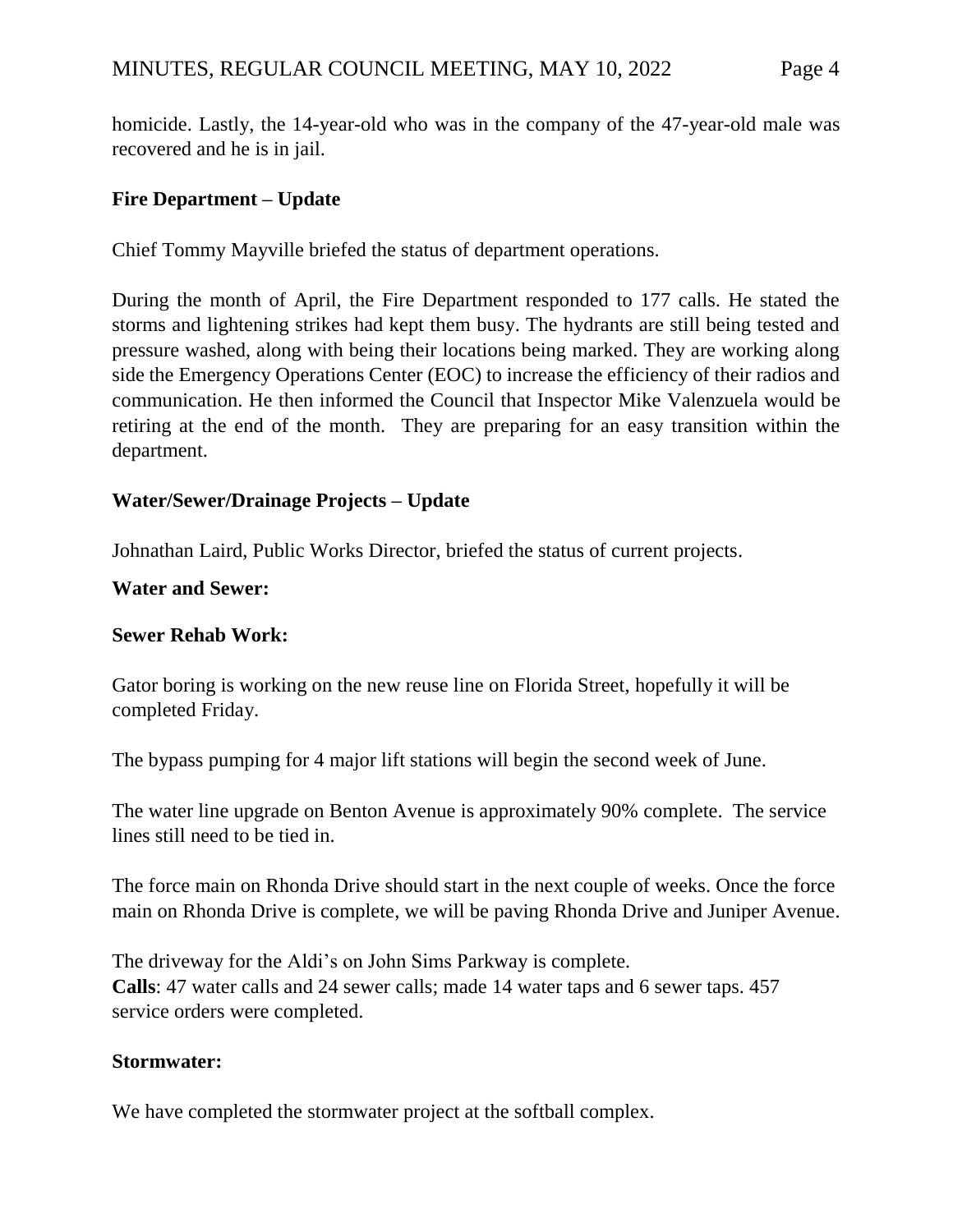homicide. Lastly, the 14-year-old who was in the company of the 47-year-old male was recovered and he is in jail.

**Fire Department – Update**

Chief Tommy Mayville briefed the status of department operations.

During the month of April, the Fire Department responded to 177 calls. He stated the storms and lightening strikes had kept them busy. The hydrants are still being tested and pressure washed, along with being their locations being marked. They are working along side the Emergency Operations Center (EOC) to increase the efficiency of their radios and communication. He then informed the Council that Inspector Mike Valenzuela would be retiring at the end of the month. They are preparing for an easy transition within the department.

**Water/Sewer/Drainage Projects – Update**

Johnathan Laird, Public Works Director, briefed the status of current projects.

**Water and Sewer:**

**Sewer Rehab Work:**

Gator boring is working on the new reuse line on Florida Street, hopefully it will be completed Friday.

The bypass pumping for 4 major lift stations will begin the second week of June.

The water line upgrade on Benton Avenue is approximately 90% complete. The service lines still need to be tied in.

The force main on Rhonda Drive should start in the next couple of weeks. Once the force main on Rhonda Drive is complete, we will be paving Rhonda Drive and Juniper Avenue.

The driveway for the Aldi's on John Sims Parkway is complete.
**Calls**: 47 water calls and 24 sewer calls; made 14 water taps and 6 sewer taps. 457 service orders were completed.

**Stormwater:**

We have completed the stormwater project at the softball complex.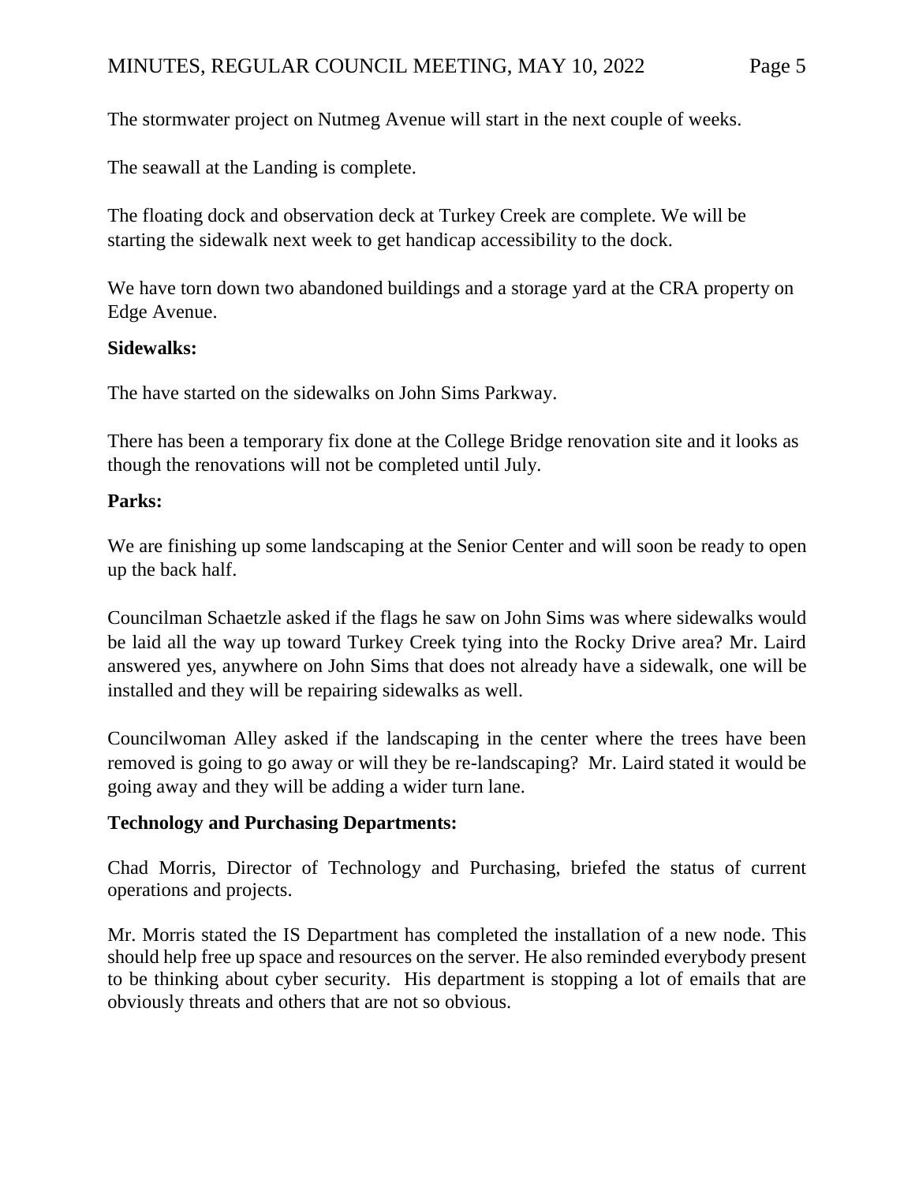The stormwater project on Nutmeg Avenue will start in the next couple of weeks.

The seawall at the Landing is complete.

The floating dock and observation deck at Turkey Creek are complete. We will be starting the sidewalk next week to get handicap accessibility to the dock.

We have torn down two abandoned buildings and a storage yard at the CRA property on Edge Avenue.

**Sidewalks:**

The have started on the sidewalks on John Sims Parkway.

There has been a temporary fix done at the College Bridge renovation site and it looks as though the renovations will not be completed until July.

**Parks:**

We are finishing up some landscaping at the Senior Center and will soon be ready to open up the back half.

Councilman Schaetzle asked if the flags he saw on John Sims was where sidewalks would be laid all the way up toward Turkey Creek tying into the Rocky Drive area? Mr. Laird answered yes, anywhere on John Sims that does not already have a sidewalk, one will be installed and they will be repairing sidewalks as well.

Councilwoman Alley asked if the landscaping in the center where the trees have been removed is going to go away or will they be re-landscaping? Mr. Laird stated it would be going away and they will be adding a wider turn lane.

**Technology and Purchasing Departments:**

Chad Morris, Director of Technology and Purchasing, briefed the status of current operations and projects.

Mr. Morris stated the IS Department has completed the installation of a new node. This should help free up space and resources on the server. He also reminded everybody present to be thinking about cyber security. His department is stopping a lot of emails that are obviously threats and others that are not so obvious.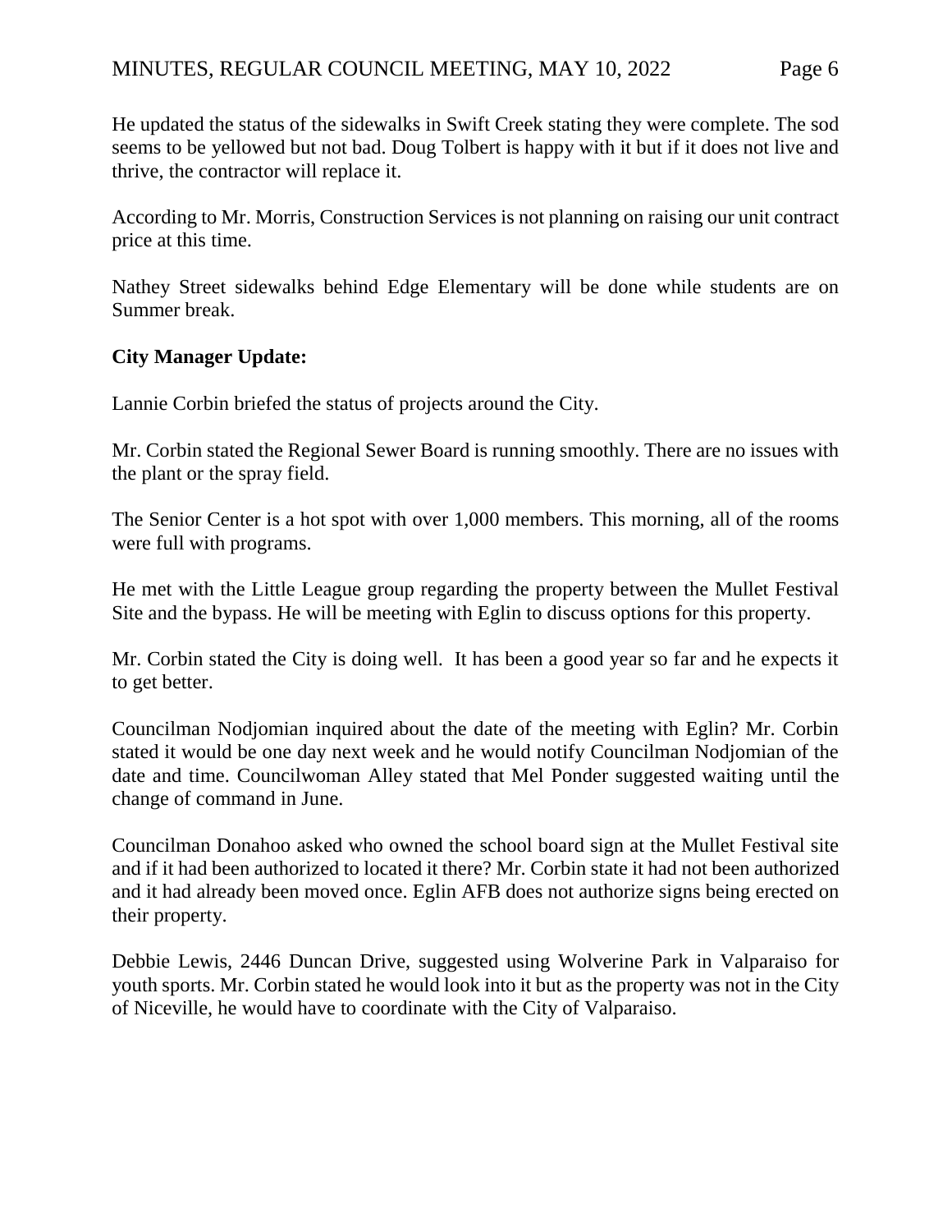He updated the status of the sidewalks in Swift Creek stating they were complete. The sod seems to be yellowed but not bad. Doug Tolbert is happy with it but if it does not live and thrive, the contractor will replace it.

According to Mr. Morris, Construction Services is not planning on raising our unit contract price at this time.

Nathey Street sidewalks behind Edge Elementary will be done while students are on Summer break.

**City Manager Update:**

Lannie Corbin briefed the status of projects around the City.

Mr. Corbin stated the Regional Sewer Board is running smoothly. There are no issues with the plant or the spray field.

The Senior Center is a hot spot with over 1,000 members. This morning, all of the rooms were full with programs.

He met with the Little League group regarding the property between the Mullet Festival Site and the bypass. He will be meeting with Eglin to discuss options for this property.

Mr. Corbin stated the City is doing well. It has been a good year so far and he expects it to get better.

Councilman Nodjomian inquired about the date of the meeting with Eglin? Mr. Corbin stated it would be one day next week and he would notify Councilman Nodjomian of the date and time. Councilwoman Alley stated that Mel Ponder suggested waiting until the change of command in June.

Councilman Donahoo asked who owned the school board sign at the Mullet Festival site and if it had been authorized to located it there? Mr. Corbin state it had not been authorized and it had already been moved once. Eglin AFB does not authorize signs being erected on their property.

Debbie Lewis, 2446 Duncan Drive, suggested using Wolverine Park in Valparaiso for youth sports. Mr. Corbin stated he would look into it but as the property was not in the City of Niceville, he would have to coordinate with the City of Valparaiso.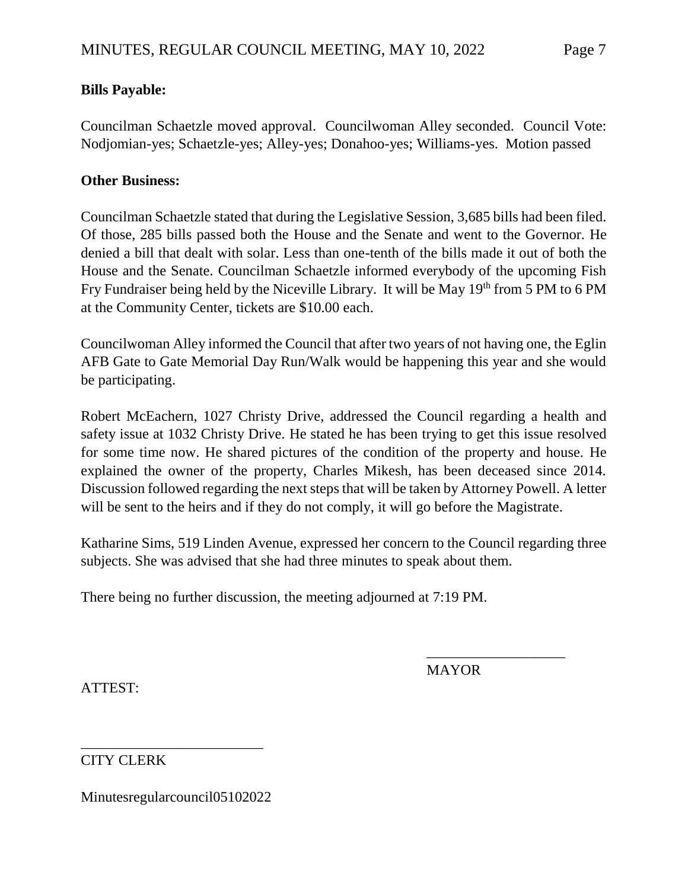**Bills Payable:**

Councilman Schaetzle moved approval. Councilwoman Alley seconded. Council Vote: Nodjomian-yes; Schaetzle-yes; Alley-yes; Donahoo-yes; Williams-yes. Motion passed

**Other Business:**

Councilman Schaetzle stated that during the Legislative Session, 3,685 bills had been filed. Of those, 285 bills passed both the House and the Senate and went to the Governor. He denied a bill that dealt with solar. Less than one-tenth of the bills made it out of both the House and the Senate. Councilman Schaetzle informed everybody of the upcoming Fish Fry Fundraiser being held by the Niceville Library. It will be May 19th from 5 PM to 6 PM at the Community Center, tickets are $10.00 each.

Councilwoman Alley informed the Council that after two years of not having one, the Eglin AFB Gate to Gate Memorial Day Run/Walk would be happening this year and she would be participating.

Robert McEachern, 1027 Christy Drive, addressed the Council regarding a health and safety issue at 1032 Christy Drive. He stated he has been trying to get this issue resolved for some time now. He shared pictures of the condition of the property and house. He explained the owner of the property, Charles Mikesh, has been deceased since 2014. Discussion followed regarding the next steps that will be taken by Attorney Powell. A letter will be sent to the heirs and if they do not comply, it will go before the Magistrate.

Katharine Sims, 519 Linden Avenue, expressed her concern to the Council regarding three subjects. She was advised that she had three minutes to speak about them.

There being no further discussion, the meeting adjourned at 7:19 PM.

\_\_\_\_\_\_\_\_\_\_\_\_\_\_\_\_\_\_\_\_
MAYOR

ATTEST:

\_\_\_\_\_\_\_\_\_\_\_\_\_\_\_\_\_\_\_\_\_\_\_\_\_\_
CITY CLERK

Minutesregularcouncil05102022